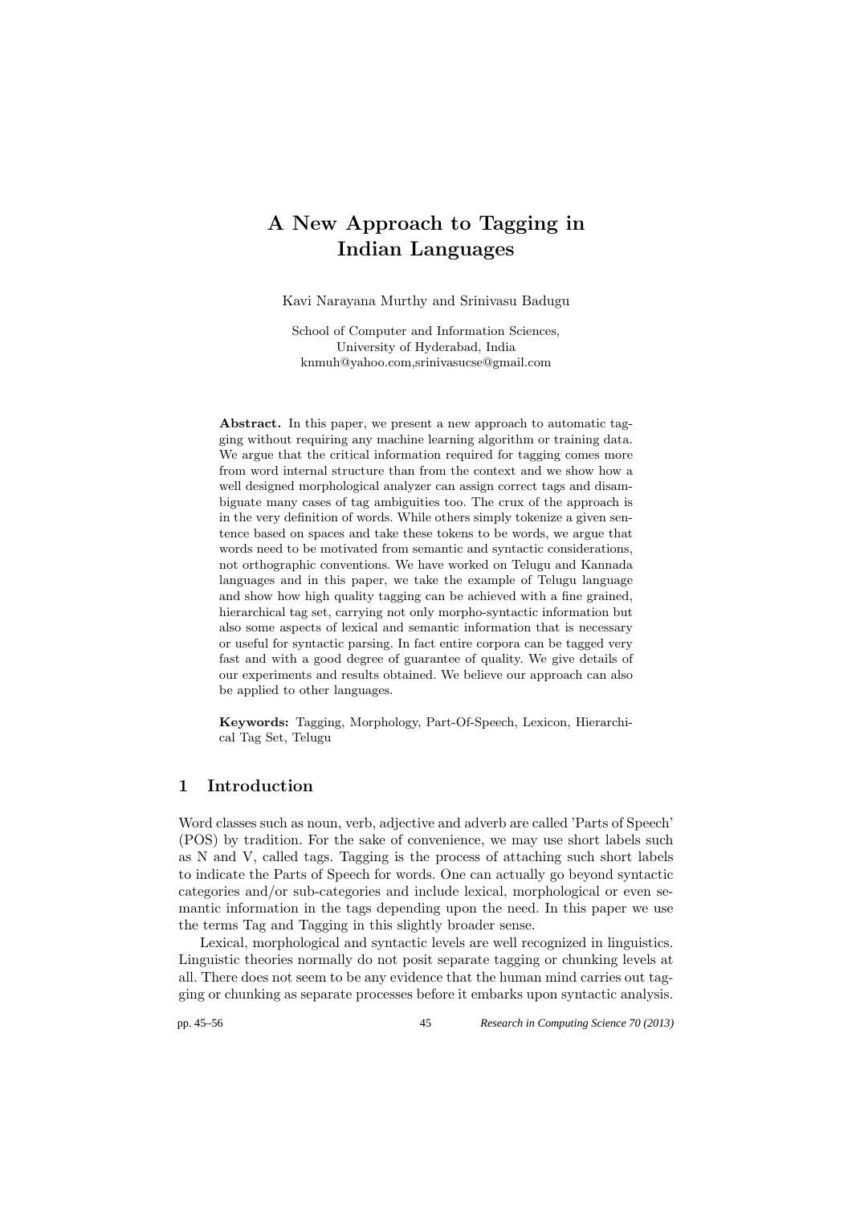# A New Approach to Tagging in Indian Languages

Kavi Narayana Murthy and Srinivasu Badugu

School of Computer and Information Sciences,
University of Hyderabad, India
knmuh@yahoo.com,srinivasucse@gmail.com

**Abstract.** In this paper, we present a new approach to automatic tagging without requiring any machine learning algorithm or training data. We argue that the critical information required for tagging comes more from word internal structure than from the context and we show how a well designed morphological analyzer can assign correct tags and disambiguate many cases of tag ambiguities too. The crux of the approach is in the very definition of words. While others simply tokenize a given sentence based on spaces and take these tokens to be words, we argue that words need to be motivated from semantic and syntactic considerations, not orthographic conventions. We have worked on Telugu and Kannada languages and in this paper, we take the example of Telugu language and show how high quality tagging can be achieved with a fine grained, hierarchical tag set, carrying not only morpho-syntactic information but also some aspects of lexical and semantic information that is necessary or useful for syntactic parsing. In fact entire corpora can be tagged very fast and with a good degree of guarantee of quality. We give details of our experiments and results obtained. We believe our approach can also be applied to other languages.

**Keywords:** Tagging, Morphology, Part-Of-Speech, Lexicon, Hierarchical Tag Set, Telugu

## 1 Introduction

Word classes such as noun, verb, adjective and adverb are called 'Parts of Speech' (POS) by tradition. For the sake of convenience, we may use short labels such as N and V, called tags. Tagging is the process of attaching such short labels to indicate the Parts of Speech for words. One can actually go beyond syntactic categories and/or sub-categories and include lexical, morphological or even semantic information in the tags depending upon the need. In this paper we use the terms Tag and Tagging in this slightly broader sense.

Lexical, morphological and syntactic levels are well recognized in linguistics. Linguistic theories normally do not posit separate tagging or chunking levels at all. There does not seem to be any evidence that the human mind carries out tagging or chunking as separate processes before it embarks upon syntactic analysis.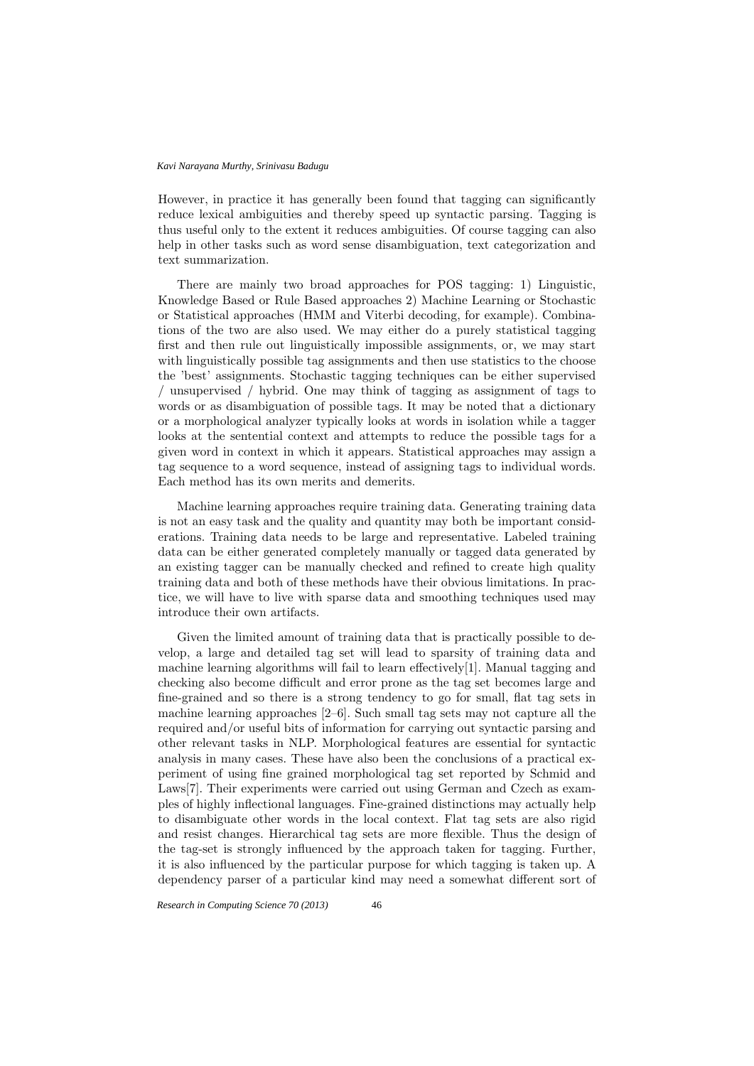However, in practice it has generally been found that tagging can significantly reduce lexical ambiguities and thereby speed up syntactic parsing. Tagging is thus useful only to the extent it reduces ambiguities. Of course tagging can also help in other tasks such as word sense disambiguation, text categorization and text summarization.

There are mainly two broad approaches for POS tagging: 1) Linguistic, Knowledge Based or Rule Based approaches 2) Machine Learning or Stochastic or Statistical approaches (HMM and Viterbi decoding, for example). Combinations of the two are also used. We may either do a purely statistical tagging first and then rule out linguistically impossible assignments, or, we may start with linguistically possible tag assignments and then use statistics to the choose the 'best' assignments. Stochastic tagging techniques can be either supervised / unsupervised / hybrid. One may think of tagging as assignment of tags to words or as disambiguation of possible tags. It may be noted that a dictionary or a morphological analyzer typically looks at words in isolation while a tagger looks at the sentential context and attempts to reduce the possible tags for a given word in context in which it appears. Statistical approaches may assign a tag sequence to a word sequence, instead of assigning tags to individual words. Each method has its own merits and demerits.

Machine learning approaches require training data. Generating training data is not an easy task and the quality and quantity may both be important considerations. Training data needs to be large and representative. Labeled training data can be either generated completely manually or tagged data generated by an existing tagger can be manually checked and refined to create high quality training data and both of these methods have their obvious limitations. In practice, we will have to live with sparse data and smoothing techniques used may introduce their own artifacts.

Given the limited amount of training data that is practically possible to develop, a large and detailed tag set will lead to sparsity of training data and machine learning algorithms will fail to learn effectively[1]. Manual tagging and checking also become difficult and error prone as the tag set becomes large and fine-grained and so there is a strong tendency to go for small, flat tag sets in machine learning approaches [2–6]. Such small tag sets may not capture all the required and/or useful bits of information for carrying out syntactic parsing and other relevant tasks in NLP. Morphological features are essential for syntactic analysis in many cases. These have also been the conclusions of a practical experiment of using fine grained morphological tag set reported by Schmid and Laws[7]. Their experiments were carried out using German and Czech as examples of highly inflectional languages. Fine-grained distinctions may actually help to disambiguate other words in the local context. Flat tag sets are also rigid and resist changes. Hierarchical tag sets are more flexible. Thus the design of the tag-set is strongly influenced by the approach taken for tagging. Further, it is also influenced by the particular purpose for which tagging is taken up. A dependency parser of a particular kind may need a somewhat different sort of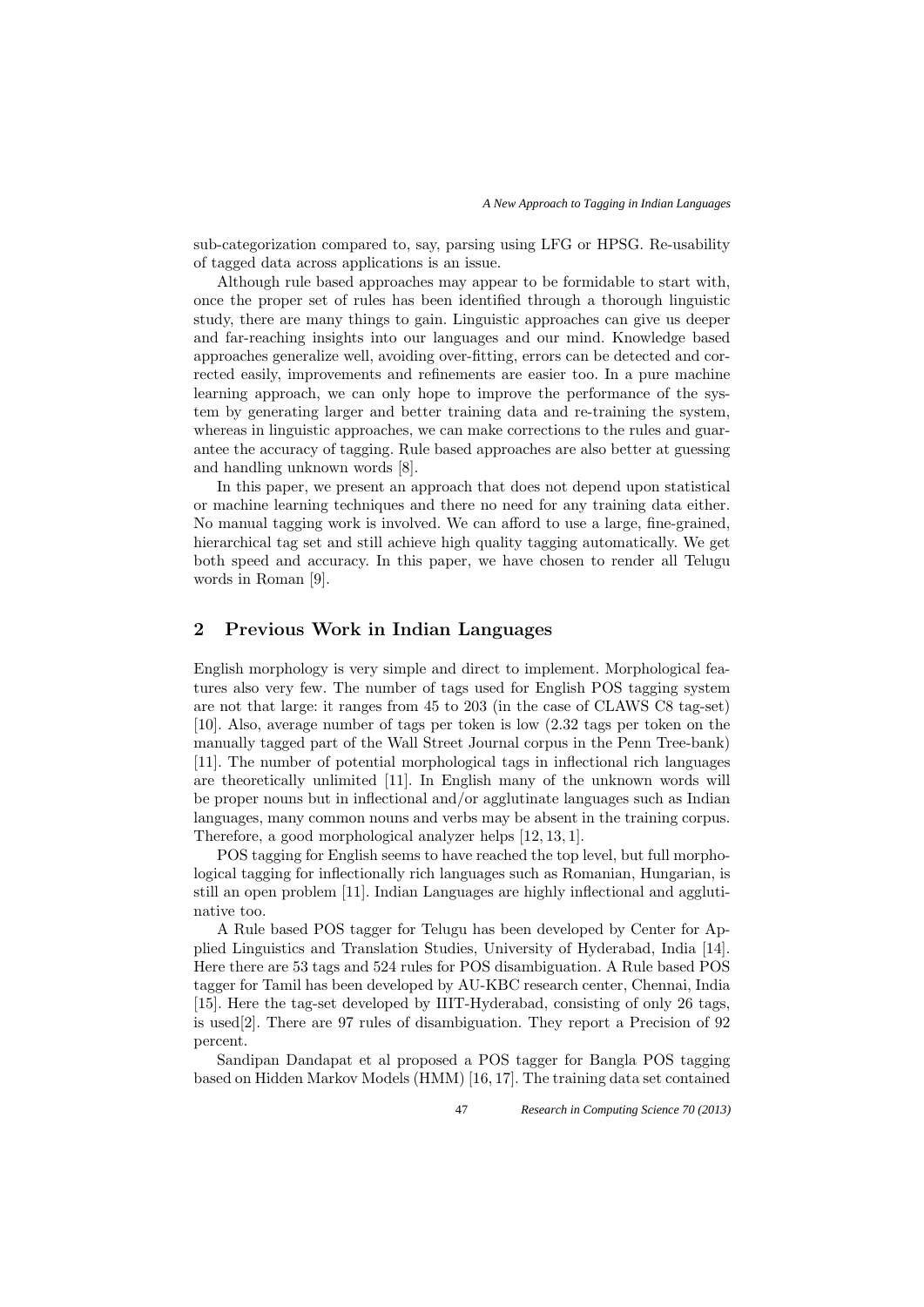sub-categorization compared to, say, parsing using LFG or HPSG. Re-usability of tagged data across applications is an issue.

Although rule based approaches may appear to be formidable to start with, once the proper set of rules has been identified through a thorough linguistic study, there are many things to gain. Linguistic approaches can give us deeper and far-reaching insights into our languages and our mind. Knowledge based approaches generalize well, avoiding over-fitting, errors can be detected and corrected easily, improvements and refinements are easier too. In a pure machine learning approach, we can only hope to improve the performance of the system by generating larger and better training data and re-training the system, whereas in linguistic approaches, we can make corrections to the rules and guarantee the accuracy of tagging. Rule based approaches are also better at guessing and handling unknown words [8].

In this paper, we present an approach that does not depend upon statistical or machine learning techniques and there no need for any training data either. No manual tagging work is involved. We can afford to use a large, fine-grained, hierarchical tag set and still achieve high quality tagging automatically. We get both speed and accuracy. In this paper, we have chosen to render all Telugu words in Roman [9].

## 2 Previous Work in Indian Languages

English morphology is very simple and direct to implement. Morphological features also very few. The number of tags used for English POS tagging system are not that large: it ranges from 45 to 203 (in the case of CLAWS C8 tag-set) [10]. Also, average number of tags per token is low (2.32 tags per token on the manually tagged part of the Wall Street Journal corpus in the Penn Tree-bank) [11]. The number of potential morphological tags in inflectional rich languages are theoretically unlimited [11]. In English many of the unknown words will be proper nouns but in inflectional and/or agglutinate languages such as Indian languages, many common nouns and verbs may be absent in the training corpus. Therefore, a good morphological analyzer helps [12, 13, 1].

POS tagging for English seems to have reached the top level, but full morphological tagging for inflectionally rich languages such as Romanian, Hungarian, is still an open problem [11]. Indian Languages are highly inflectional and agglutinative too.

A Rule based POS tagger for Telugu has been developed by Center for Applied Linguistics and Translation Studies, University of Hyderabad, India [14]. Here there are 53 tags and 524 rules for POS disambiguation. A Rule based POS tagger for Tamil has been developed by AU-KBC research center, Chennai, India [15]. Here the tag-set developed by IIIT-Hyderabad, consisting of only 26 tags, is used[2]. There are 97 rules of disambiguation. They report a Precision of 92 percent.

Sandipan Dandapat et al proposed a POS tagger for Bangla POS tagging based on Hidden Markov Models (HMM) [16, 17]. The training data set contained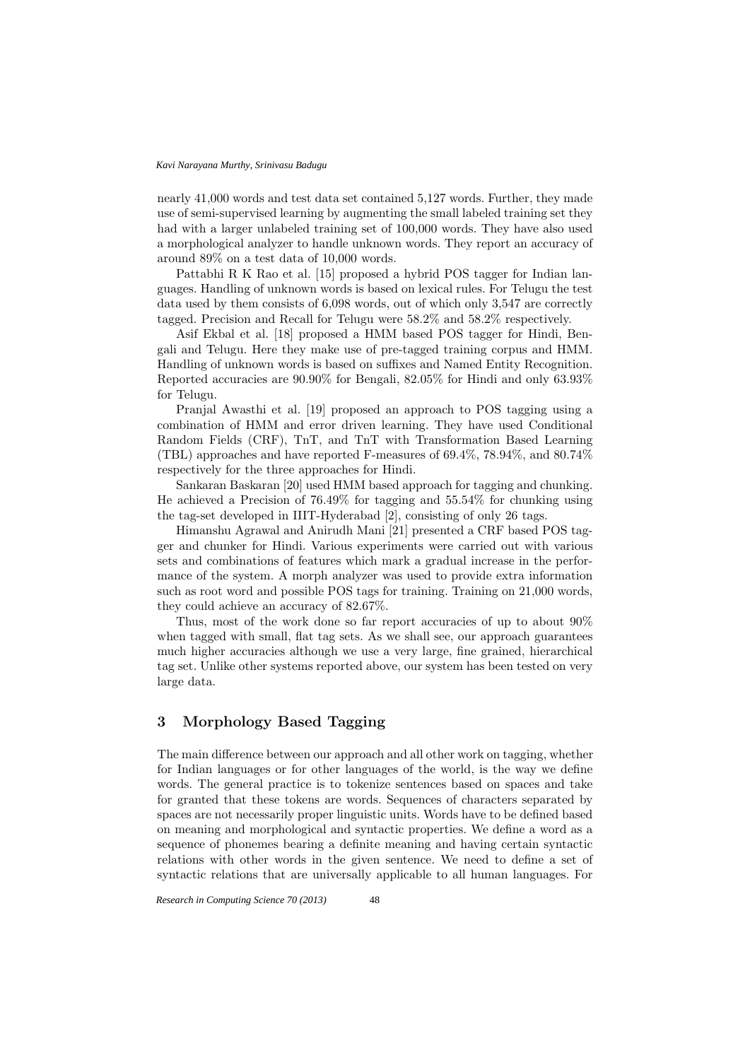nearly 41,000 words and test data set contained 5,127 words. Further, they made use of semi-supervised learning by augmenting the small labeled training set they had with a larger unlabeled training set of 100,000 words. They have also used a morphological analyzer to handle unknown words. They report an accuracy of around 89% on a test data of 10,000 words.

Pattabhi R K Rao et al. [15] proposed a hybrid POS tagger for Indian languages. Handling of unknown words is based on lexical rules. For Telugu the test data used by them consists of 6,098 words, out of which only 3,547 are correctly tagged. Precision and Recall for Telugu were 58.2% and 58.2% respectively.

Asif Ekbal et al. [18] proposed a HMM based POS tagger for Hindi, Bengali and Telugu. Here they make use of pre-tagged training corpus and HMM. Handling of unknown words is based on suffixes and Named Entity Recognition. Reported accuracies are 90.90% for Bengali, 82.05% for Hindi and only 63.93% for Telugu.

Pranjal Awasthi et al. [19] proposed an approach to POS tagging using a combination of HMM and error driven learning. They have used Conditional Random Fields (CRF), TnT, and TnT with Transformation Based Learning (TBL) approaches and have reported F-measures of 69.4%, 78.94%, and 80.74% respectively for the three approaches for Hindi.

Sankaran Baskaran [20] used HMM based approach for tagging and chunking. He achieved a Precision of 76.49% for tagging and 55.54% for chunking using the tag-set developed in IIIT-Hyderabad [2], consisting of only 26 tags.

Himanshu Agrawal and Anirudh Mani [21] presented a CRF based POS tagger and chunker for Hindi. Various experiments were carried out with various sets and combinations of features which mark a gradual increase in the performance of the system. A morph analyzer was used to provide extra information such as root word and possible POS tags for training. Training on 21,000 words, they could achieve an accuracy of 82.67%.

Thus, most of the work done so far report accuracies of up to about 90% when tagged with small, flat tag sets. As we shall see, our approach guarantees much higher accuracies although we use a very large, fine grained, hierarchical tag set. Unlike other systems reported above, our system has been tested on very large data.

## 3 Morphology Based Tagging

The main difference between our approach and all other work on tagging, whether for Indian languages or for other languages of the world, is the way we define words. The general practice is to tokenize sentences based on spaces and take for granted that these tokens are words. Sequences of characters separated by spaces are not necessarily proper linguistic units. Words have to be defined based on meaning and morphological and syntactic properties. We define a word as a sequence of phonemes bearing a definite meaning and having certain syntactic relations with other words in the given sentence. We need to define a set of syntactic relations that are universally applicable to all human languages. For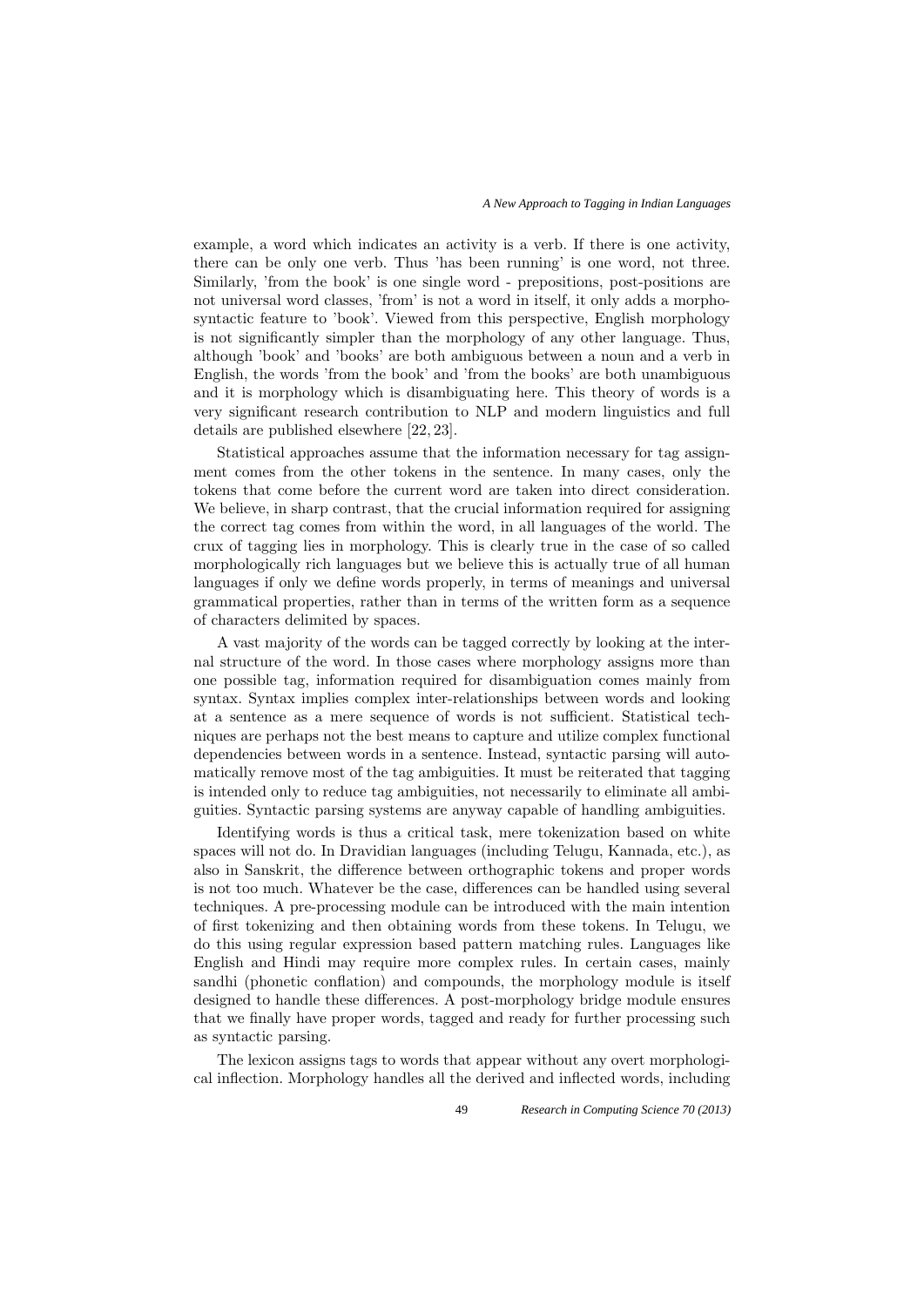example, a word which indicates an activity is a verb. If there is one activity, there can be only one verb. Thus 'has been running' is one word, not three. Similarly, 'from the book' is one single word - prepositions, post-positions are not universal word classes, 'from' is not a word in itself, it only adds a morpho-syntactic feature to 'book'. Viewed from this perspective, English morphology is not significantly simpler than the morphology of any other language. Thus, although 'book' and 'books' are both ambiguous between a noun and a verb in English, the words 'from the book' and 'from the books' are both unambiguous and it is morphology which is disambiguating here. This theory of words is a very significant research contribution to NLP and modern linguistics and full details are published elsewhere [22, 23].

Statistical approaches assume that the information necessary for tag assignment comes from the other tokens in the sentence. In many cases, only the tokens that come before the current word are taken into direct consideration. We believe, in sharp contrast, that the crucial information required for assigning the correct tag comes from within the word, in all languages of the world. The crux of tagging lies in morphology. This is clearly true in the case of so called morphologically rich languages but we believe this is actually true of all human languages if only we define words properly, in terms of meanings and universal grammatical properties, rather than in terms of the written form as a sequence of characters delimited by spaces.

A vast majority of the words can be tagged correctly by looking at the internal structure of the word. In those cases where morphology assigns more than one possible tag, information required for disambiguation comes mainly from syntax. Syntax implies complex inter-relationships between words and looking at a sentence as a mere sequence of words is not sufficient. Statistical techniques are perhaps not the best means to capture and utilize complex functional dependencies between words in a sentence. Instead, syntactic parsing will automatically remove most of the tag ambiguities. It must be reiterated that tagging is intended only to reduce tag ambiguities, not necessarily to eliminate all ambiguities. Syntactic parsing systems are anyway capable of handling ambiguities.

Identifying words is thus a critical task, mere tokenization based on white spaces will not do. In Dravidian languages (including Telugu, Kannada, etc.), as also in Sanskrit, the difference between orthographic tokens and proper words is not too much. Whatever be the case, differences can be handled using several techniques. A pre-processing module can be introduced with the main intention of first tokenizing and then obtaining words from these tokens. In Telugu, we do this using regular expression based pattern matching rules. Languages like English and Hindi may require more complex rules. In certain cases, mainly sandhi (phonetic conflation) and compounds, the morphology module is itself designed to handle these differences. A post-morphology bridge module ensures that we finally have proper words, tagged and ready for further processing such as syntactic parsing.

The lexicon assigns tags to words that appear without any overt morphological inflection. Morphology handles all the derived and inflected words, including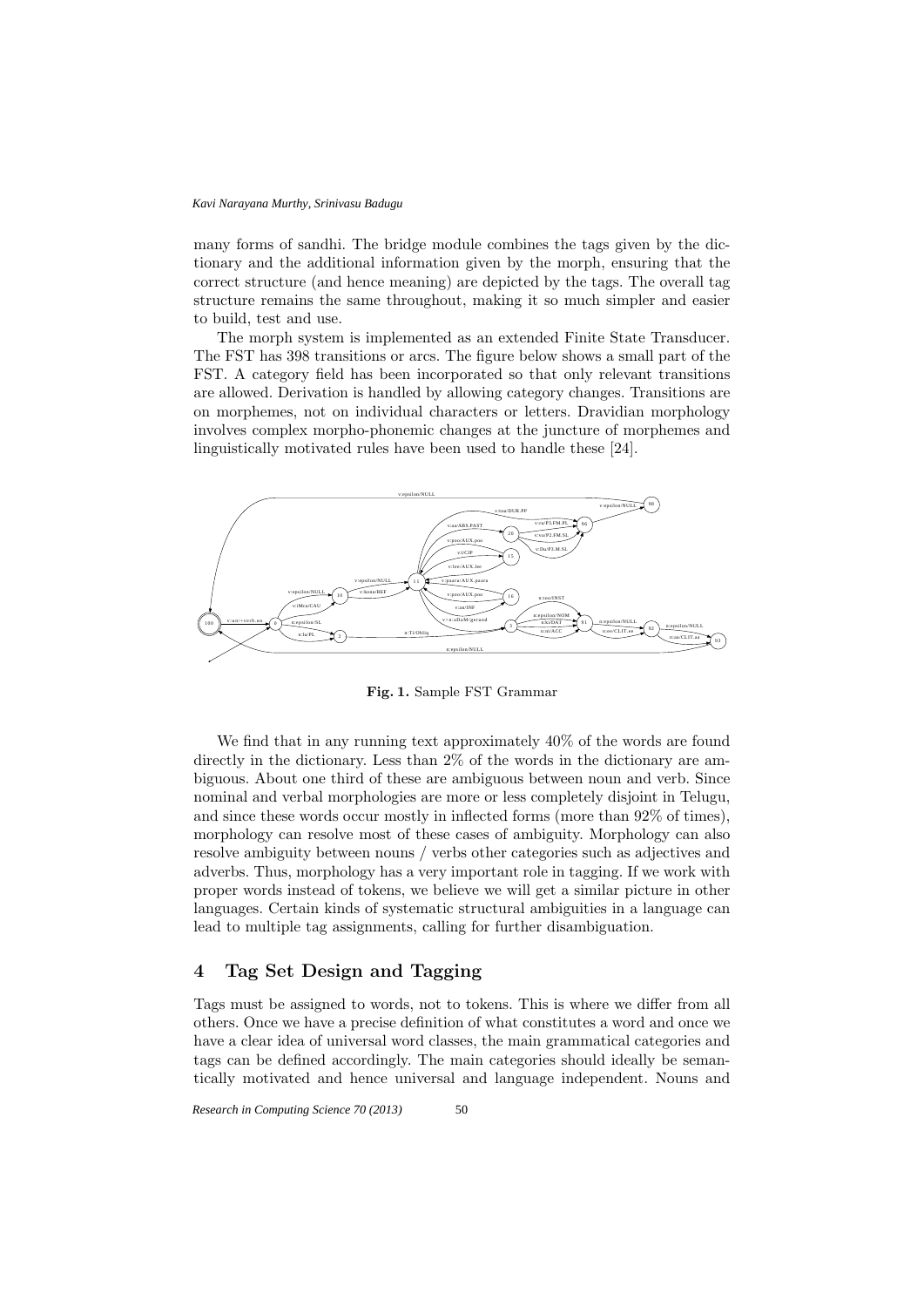many forms of sandhi. The bridge module combines the tags given by the dictionary and the additional information given by the morph, ensuring that the correct structure (and hence meaning) are depicted by the tags. The overall tag structure remains the same throughout, making it so much simpler and easier to build, test and use.

The morph system is implemented as an extended Finite State Transducer. The FST has 398 transitions or arcs. The figure below shows a small part of the FST. A category field has been incorporated so that only relevant transitions are allowed. Derivation is handled by allowing category changes. Transitions are on morphemes, not on individual characters or letters. Dravidian morphology involves complex morpho-phonemic changes at the juncture of morphemes and linguistically motivated rules have been used to handle these [24].

**Fig. 1.** Sample FST Grammar

We find that in any running text approximately 40% of the words are found directly in the dictionary. Less than 2% of the words in the dictionary are ambiguous. About one third of these are ambiguous between noun and verb. Since nominal and verbal morphologies are more or less completely disjoint in Telugu, and since these words occur mostly in inflected forms (more than 92% of times), morphology can resolve most of these cases of ambiguity. Morphology can also resolve ambiguity between nouns / verbs other categories such as adjectives and adverbs. Thus, morphology has a very important role in tagging. If we work with proper words instead of tokens, we believe we will get a similar picture in other languages. Certain kinds of systematic structural ambiguities in a language can lead to multiple tag assignments, calling for further disambiguation.

## 4 Tag Set Design and Tagging

Tags must be assigned to words, not to tokens. This is where we differ from all others. Once we have a precise definition of what constitutes a word and once we have a clear idea of universal word classes, the main grammatical categories and tags can be defined accordingly. The main categories should ideally be semantically motivated and hence universal and language independent. Nouns and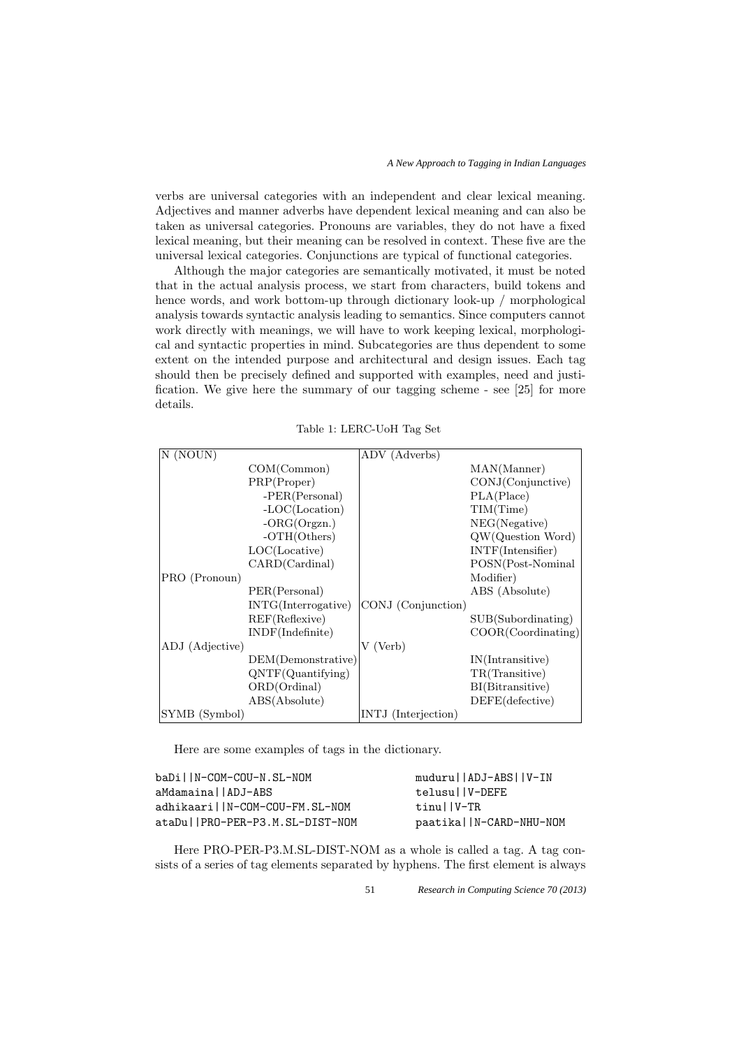verbs are universal categories with an independent and clear lexical meaning. Adjectives and manner adverbs have dependent lexical meaning and can also be taken as universal categories. Pronouns are variables, they do not have a fixed lexical meaning, but their meaning can be resolved in context. These five are the universal lexical categories. Conjunctions are typical of functional categories.

Although the major categories are semantically motivated, it must be noted that in the actual analysis process, we start from characters, build tokens and hence words, and work bottom-up through dictionary look-up / morphological analysis towards syntactic analysis leading to semantics. Since computers cannot work directly with meanings, we will have to work keeping lexical, morphological and syntactic properties in mind. Subcategories are thus dependent to some extent on the intended purpose and architectural and design issues. Each tag should then be precisely defined and supported with examples, need and justification. We give here the summary of our tagging scheme - see [25] for more details.

Table 1: LERC-UoH Tag Set

| | | | |
|---|---|---|---|
| N (NOUN) | | ADV (Adverbs) | |
| | COM(Common) | | MAN(Manner) |
| | PRP(Proper) | | CONJ(Conjunctive) |
| | -PER(Personal) | | PLA(Place) |
| | -LOC(Location) | | TIM(Time) |
| | -ORG(Orgzn.) | | NEG(Negative) |
| | -OTH(Others) | | QW(Question Word) |
| | LOC(Locative) | | INTF(Intensifier) |
| | CARD(Cardinal) | | POSN(Post-Nominal Modifier) |
| PRO (Pronoun) | | | ABS (Absolute) |
| | PER(Personal) | | |
| | INTG(Interrogative) | CONJ (Conjunction) | |
| | REF(Reflexive) | | SUB(Subordinating) |
| | INDF(Indefinite) | | COOR(Coordinating) |
| ADJ (Adjective) | | V (Verb) | |
| | DEM(Demonstrative) | | IN(Intransitive) |
| | QNTF(Quantifying) | | TR(Transitive) |
| | ORD(Ordinal) | | BI(Bitransitive) |
| | ABS(Absolute) | | DEFE(defective) |
| SYMB (Symbol) | | INTJ (Interjection) | |

Here are some examples of tags in the dictionary.

```
baDi||N-COM-COU-N.SL-NOM            muduru||ADJ-ABS||V-IN
aMdamaina||ADJ-ABS                  telusu||V-DEFE
adhikaari||N-COM-COU-FM.SL-NOM      tinu||V-TR
ataDu||PRO-PER-P3.M.SL-DIST-NOM     paatika||N-CARD-NHU-NOM
```

Here PRO-PER-P3.M.SL-DIST-NOM as a whole is called a tag. A tag consists of a series of tag elements separated by hyphens. The first element is always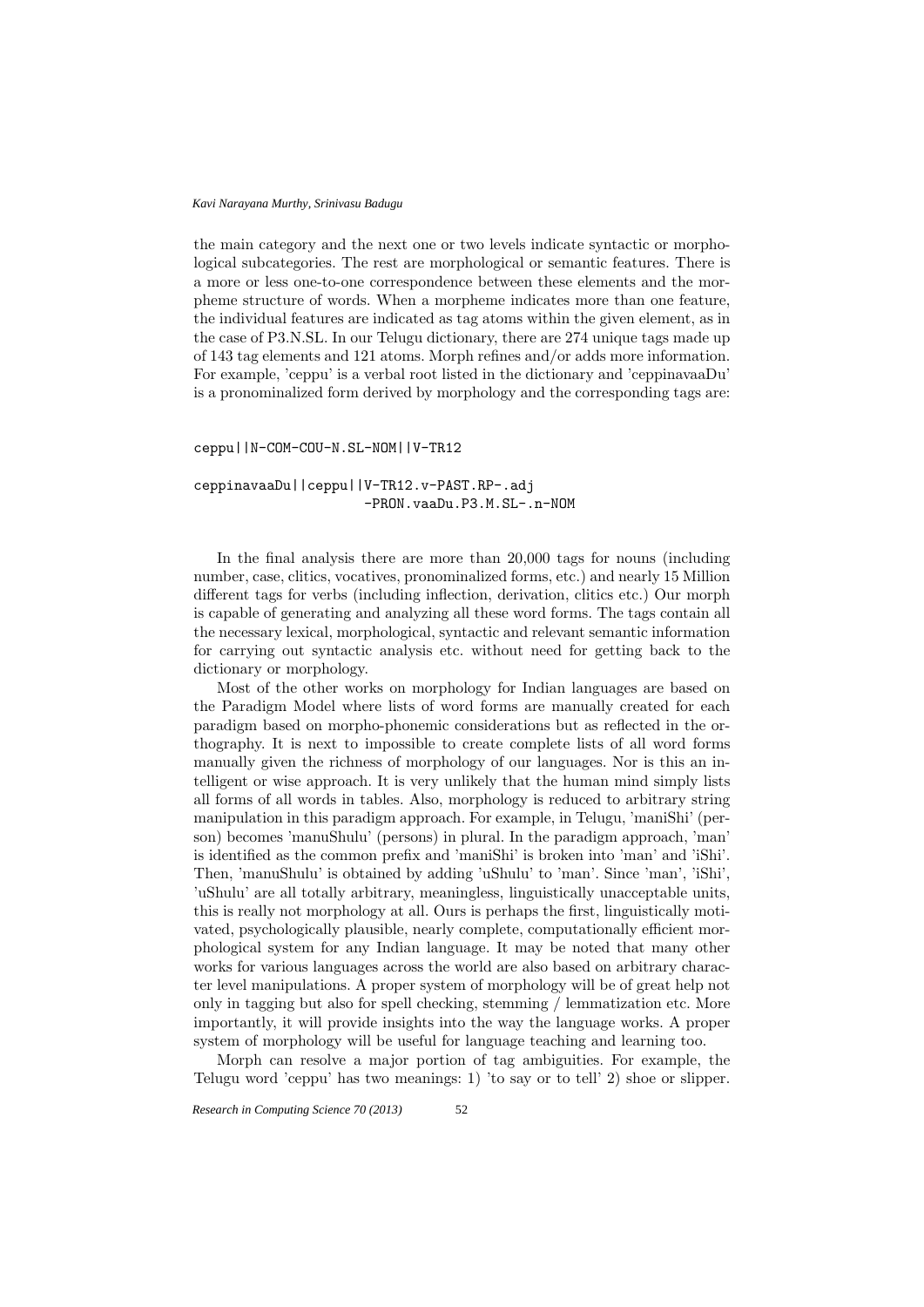the main category and the next one or two levels indicate syntactic or morphological subcategories. The rest are morphological or semantic features. There is a more or less one-to-one correspondence between these elements and the morpheme structure of words. When a morpheme indicates more than one feature, the individual features are indicated as tag atoms within the given element, as in the case of P3.N.SL. In our Telugu dictionary, there are 274 unique tags made up of 143 tag elements and 121 atoms. Morph refines and/or adds more information. For example, 'ceppu' is a verbal root listed in the dictionary and 'ceppinavaaDu' is a pronominalized form derived by morphology and the corresponding tags are:

```
ceppu||N-COM-COU-N.SL-NOM||V-TR12

ceppinavaaDu||ceppu||V-TR12.v-PAST.RP-.adj
                    -PRON.vaaDu.P3.M.SL-.n-NOM
```

In the final analysis there are more than 20,000 tags for nouns (including number, case, clitics, vocatives, pronominalized forms, etc.) and nearly 15 Million different tags for verbs (including inflection, derivation, clitics etc.) Our morph is capable of generating and analyzing all these word forms. The tags contain all the necessary lexical, morphological, syntactic and relevant semantic information for carrying out syntactic analysis etc. without need for getting back to the dictionary or morphology.

Most of the other works on morphology for Indian languages are based on the Paradigm Model where lists of word forms are manually created for each paradigm based on morpho-phonemic considerations but as reflected in the orthography. It is next to impossible to create complete lists of all word forms manually given the richness of morphology of our languages. Nor is this an intelligent or wise approach. It is very unlikely that the human mind simply lists all forms of all words in tables. Also, morphology is reduced to arbitrary string manipulation in this paradigm approach. For example, in Telugu, 'maniShi' (person) becomes 'manuShulu' (persons) in plural. In the paradigm approach, 'man' is identified as the common prefix and 'maniShi' is broken into 'man' and 'iShi'. Then, 'manuShulu' is obtained by adding 'uShulu' to 'man'. Since 'man', 'iShi', 'uShulu' are all totally arbitrary, meaningless, linguistically unacceptable units, this is really not morphology at all. Ours is perhaps the first, linguistically motivated, psychologically plausible, nearly complete, computationally efficient morphological system for any Indian language. It may be noted that many other works for various languages across the world are also based on arbitrary character level manipulations. A proper system of morphology will be of great help not only in tagging but also for spell checking, stemming / lemmatization etc. More importantly, it will provide insights into the way the language works. A proper system of morphology will be useful for language teaching and learning too.

Morph can resolve a major portion of tag ambiguities. For example, the Telugu word 'ceppu' has two meanings: 1) 'to say or to tell' 2) shoe or slipper.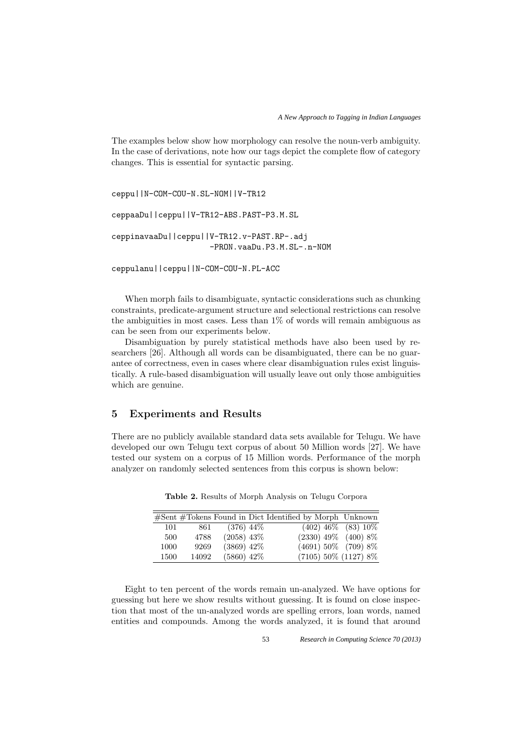The examples below show how morphology can resolve the noun-verb ambiguity. In the case of derivations, note how our tags depict the complete flow of category changes. This is essential for syntactic parsing.

```
ceppu||N-COM-COU-N.SL-NOM||V-TR12

ceppaaDu||ceppu||V-TR12-ABS.PAST-P3.M.SL

ceppinavaaDu||ceppu||V-TR12.v-PAST.RP-.adj
                    -PRON.vaaDu.P3.M.SL-.n-NOM

ceppulanu||ceppu||N-COM-COU-N.PL-ACC
```

When morph fails to disambiguate, syntactic considerations such as chunking constraints, predicate-argument structure and selectional restrictions can resolve the ambiguities in most cases. Less than 1% of words will remain ambiguous as can be seen from our experiments below.

Disambiguation by purely statistical methods have also been used by researchers [26]. Although all words can be disambiguated, there can be no guarantee of correctness, even in cases where clear disambiguation rules exist linguistically. A rule-based disambiguation will usually leave out only those ambiguities which are genuine.

## 5 Experiments and Results

There are no publicly available standard data sets available for Telugu. We have developed our own Telugu text corpus of about 50 Million words [27]. We have tested our system on a corpus of 15 Million words. Performance of the morph analyzer on randomly selected sentences from this corpus is shown below:

**Table 2.** Results of Morph Analysis on Telugu Corpora

| #Sent | #Tokens | Found in Dict | Identified by Morph | Unknown |
|---|---|---|---|---|
| 101 | 861 | (376) 44% | (402) 46% | (83) 10% |
| 500 | 4788 | (2058) 43% | (2330) 49% | (400) 8% |
| 1000 | 9269 | (3869) 42% | (4691) 50% | (709) 8% |
| 1500 | 14092 | (5860) 42% | (7105) 50% | (1127) 8% |

Eight to ten percent of the words remain un-analyzed. We have options for guessing but here we show results without guessing. It is found on close inspection that most of the un-analyzed words are spelling errors, loan words, named entities and compounds. Among the words analyzed, it is found that around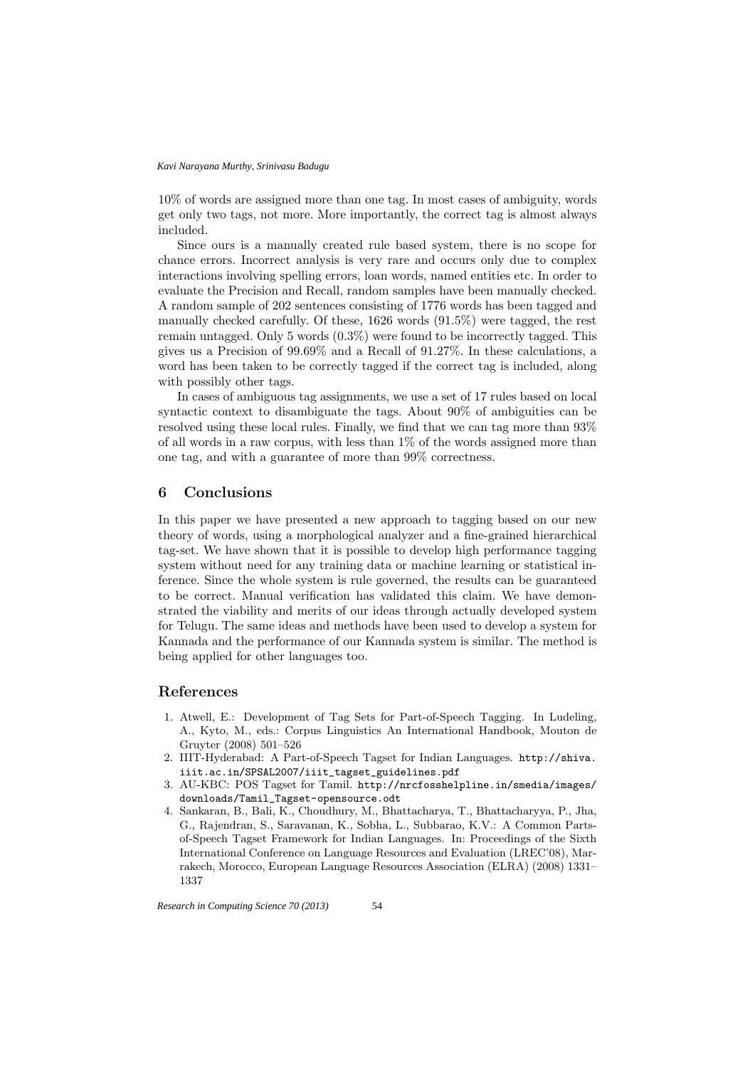10% of words are assigned more than one tag. In most cases of ambiguity, words get only two tags, not more. More importantly, the correct tag is almost always included.

Since ours is a manually created rule based system, there is no scope for chance errors. Incorrect analysis is very rare and occurs only due to complex interactions involving spelling errors, loan words, named entities etc. In order to evaluate the Precision and Recall, random samples have been manually checked. A random sample of 202 sentences consisting of 1776 words has been tagged and manually checked carefully. Of these, 1626 words (91.5%) were tagged, the rest remain untagged. Only 5 words (0.3%) were found to be incorrectly tagged. This gives us a Precision of 99.69% and a Recall of 91.27%. In these calculations, a word has been taken to be correctly tagged if the correct tag is included, along with possibly other tags.

In cases of ambiguous tag assignments, we use a set of 17 rules based on local syntactic context to disambiguate the tags. About 90% of ambiguities can be resolved using these local rules. Finally, we find that we can tag more than 93% of all words in a raw corpus, with less than 1% of the words assigned more than one tag, and with a guarantee of more than 99% correctness.

## 6 Conclusions

In this paper we have presented a new approach to tagging based on our new theory of words, using a morphological analyzer and a fine-grained hierarchical tag-set. We have shown that it is possible to develop high performance tagging system without need for any training data or machine learning or statistical inference. Since the whole system is rule governed, the results can be guaranteed to be correct. Manual verification has validated this claim. We have demonstrated the viability and merits of our ideas through actually developed system for Telugu. The same ideas and methods have been used to develop a system for Kannada and the performance of our Kannada system is similar. The method is being applied for other languages too.

## References

1. Atwell, E.: Development of Tag Sets for Part-of-Speech Tagging. In Ludeling, A., Kyto, M., eds.: Corpus Linguistics An International Handbook, Mouton de Gruyter (2008) 501–526
2. IIIT-Hyderabad: A Part-of-Speech Tagset for Indian Languages. http://shiva.iiit.ac.in/SPSAL2007/iiit_tagset_guidelines.pdf
3. AU-KBC: POS Tagset for Tamil. http://nrcfosshelpline.in/smedia/images/downloads/Tamil_Tagset-opensource.odt
4. Sankaran, B., Bali, K., Choudhury, M., Bhattacharya, T., Bhattacharyya, P., Jha, G., Rajendran, S., Saravanan, K., Sobha, L., Subbarao, K.V.: A Common Parts-of-Speech Tagset Framework for Indian Languages. In: Proceedings of the Sixth International Conference on Language Resources and Evaluation (LREC'08), Marrakech, Morocco, European Language Resources Association (ELRA) (2008) 1331–1337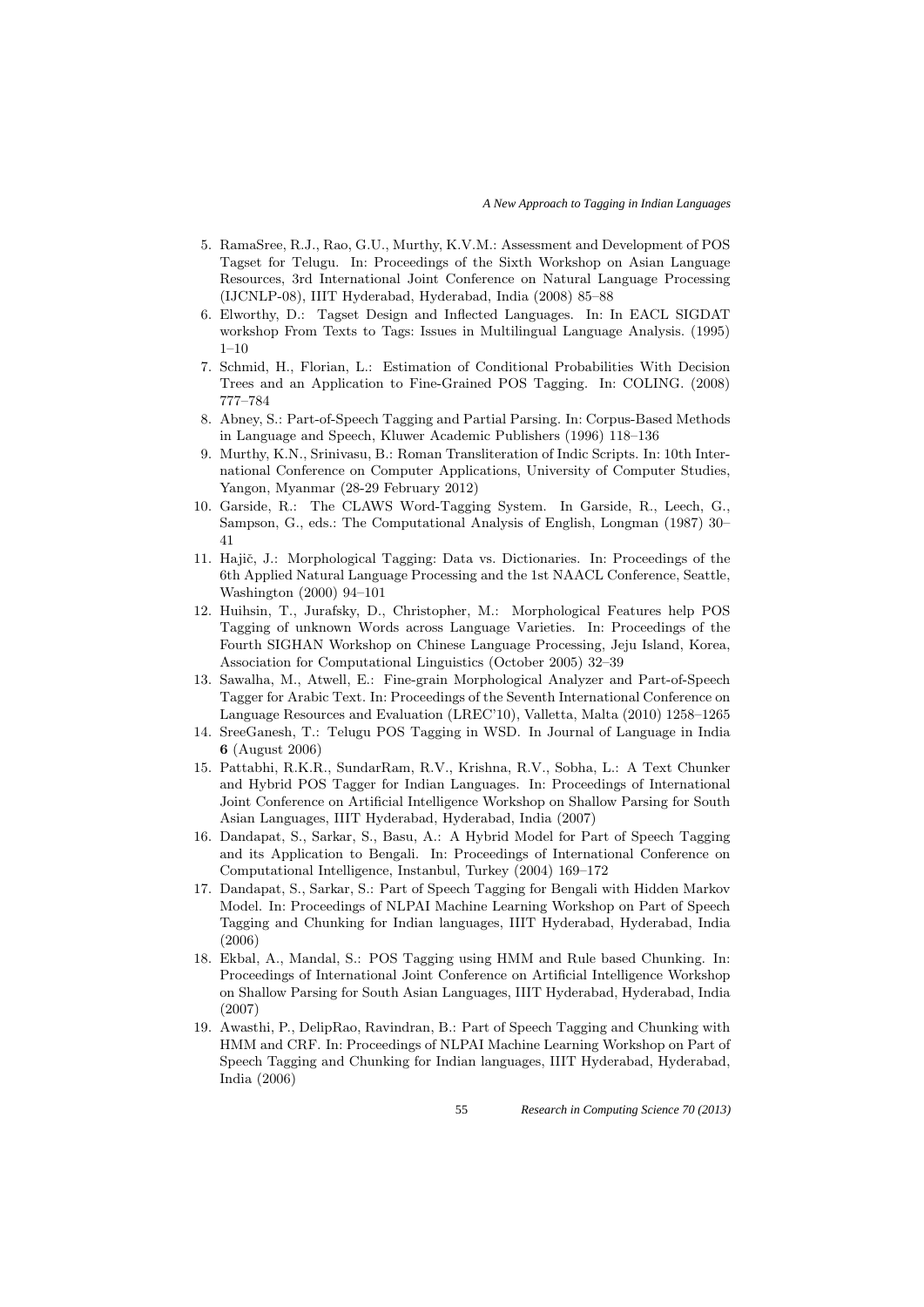5. RamaSree, R.J., Rao, G.U., Murthy, K.V.M.: Assessment and Development of POS Tagset for Telugu. In: Proceedings of the Sixth Workshop on Asian Language Resources, 3rd International Joint Conference on Natural Language Processing (IJCNLP-08), IIIT Hyderabad, Hyderabad, India (2008) 85–88
6. Elworthy, D.: Tagset Design and Inflected Languages. In: In EACL SIGDAT workshop From Texts to Tags: Issues in Multilingual Language Analysis. (1995) 1–10
7. Schmid, H., Florian, L.: Estimation of Conditional Probabilities With Decision Trees and an Application to Fine-Grained POS Tagging. In: COLING. (2008) 777–784
8. Abney, S.: Part-of-Speech Tagging and Partial Parsing. In: Corpus-Based Methods in Language and Speech, Kluwer Academic Publishers (1996) 118–136
9. Murthy, K.N., Srinivasu, B.: Roman Transliteration of Indic Scripts. In: 10th International Conference on Computer Applications, University of Computer Studies, Yangon, Myanmar (28-29 February 2012)
10. Garside, R.: The CLAWS Word-Tagging System. In Garside, R., Leech, G., Sampson, G., eds.: The Computational Analysis of English, Longman (1987) 30–41
11. Hajič, J.: Morphological Tagging: Data vs. Dictionaries. In: Proceedings of the 6th Applied Natural Language Processing and the 1st NAACL Conference, Seattle, Washington (2000) 94–101
12. Huihsin, T., Jurafsky, D., Christopher, M.: Morphological Features help POS Tagging of unknown Words across Language Varieties. In: Proceedings of the Fourth SIGHAN Workshop on Chinese Language Processing, Jeju Island, Korea, Association for Computational Linguistics (October 2005) 32–39
13. Sawalha, M., Atwell, E.: Fine-grain Morphological Analyzer and Part-of-Speech Tagger for Arabic Text. In: Proceedings of the Seventh International Conference on Language Resources and Evaluation (LREC'10), Valletta, Malta (2010) 1258–1265
14. SreeGanesh, T.: Telugu POS Tagging in WSD. In Journal of Language in India **6** (August 2006)
15. Pattabhi, R.K.R., SundarRam, R.V., Krishna, R.V., Sobha, L.: A Text Chunker and Hybrid POS Tagger for Indian Languages. In: Proceedings of International Joint Conference on Artificial Intelligence Workshop on Shallow Parsing for South Asian Languages, IIIT Hyderabad, Hyderabad, India (2007)
16. Dandapat, S., Sarkar, S., Basu, A.: A Hybrid Model for Part of Speech Tagging and its Application to Bengali. In: Proceedings of International Conference on Computational Intelligence, Instanbul, Turkey (2004) 169–172
17. Dandapat, S., Sarkar, S.: Part of Speech Tagging for Bengali with Hidden Markov Model. In: Proceedings of NLPAI Machine Learning Workshop on Part of Speech Tagging and Chunking for Indian languages, IIIT Hyderabad, Hyderabad, India (2006)
18. Ekbal, A., Mandal, S.: POS Tagging using HMM and Rule based Chunking. In: Proceedings of International Joint Conference on Artificial Intelligence Workshop on Shallow Parsing for South Asian Languages, IIIT Hyderabad, Hyderabad, India (2007)
19. Awasthi, P., DelipRao, Ravindran, B.: Part of Speech Tagging and Chunking with HMM and CRF. In: Proceedings of NLPAI Machine Learning Workshop on Part of Speech Tagging and Chunking for Indian languages, IIIT Hyderabad, Hyderabad, India (2006)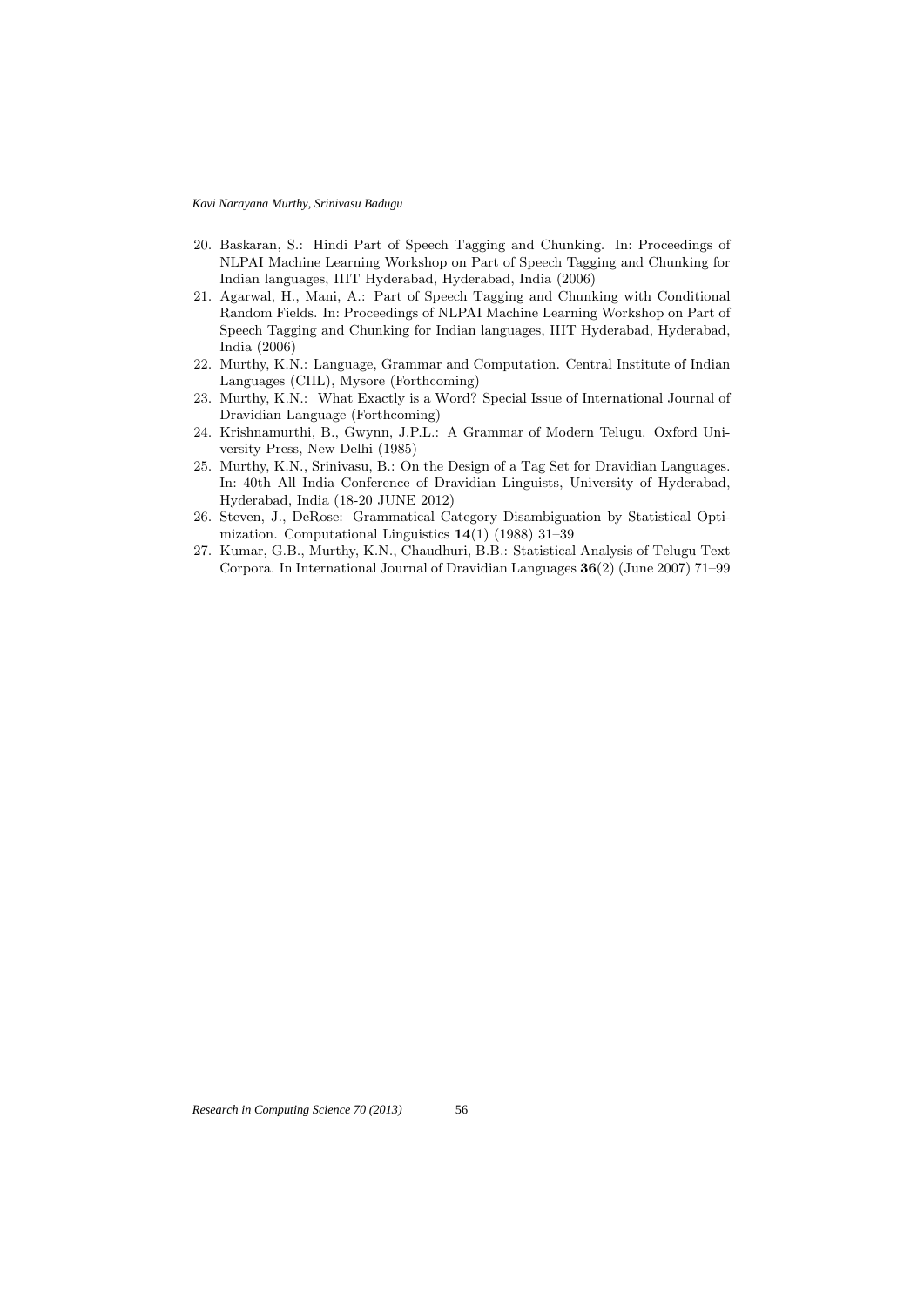20. Baskaran, S.: Hindi Part of Speech Tagging and Chunking. In: Proceedings of NLPAI Machine Learning Workshop on Part of Speech Tagging and Chunking for Indian languages, IIIT Hyderabad, Hyderabad, India (2006)
21. Agarwal, H., Mani, A.: Part of Speech Tagging and Chunking with Conditional Random Fields. In: Proceedings of NLPAI Machine Learning Workshop on Part of Speech Tagging and Chunking for Indian languages, IIIT Hyderabad, Hyderabad, India (2006)
22. Murthy, K.N.: Language, Grammar and Computation. Central Institute of Indian Languages (CIIL), Mysore (Forthcoming)
23. Murthy, K.N.: What Exactly is a Word? Special Issue of International Journal of Dravidian Language (Forthcoming)
24. Krishnamurthi, B., Gwynn, J.P.L.: A Grammar of Modern Telugu. Oxford University Press, New Delhi (1985)
25. Murthy, K.N., Srinivasu, B.: On the Design of a Tag Set for Dravidian Languages. In: 40th All India Conference of Dravidian Linguists, University of Hyderabad, Hyderabad, India (18-20 JUNE 2012)
26. Steven, J., DeRose: Grammatical Category Disambiguation by Statistical Optimization. Computational Linguistics **14**(1) (1988) 31–39
27. Kumar, G.B., Murthy, K.N., Chaudhuri, B.B.: Statistical Analysis of Telugu Text Corpora. In International Journal of Dravidian Languages **36**(2) (June 2007) 71–99